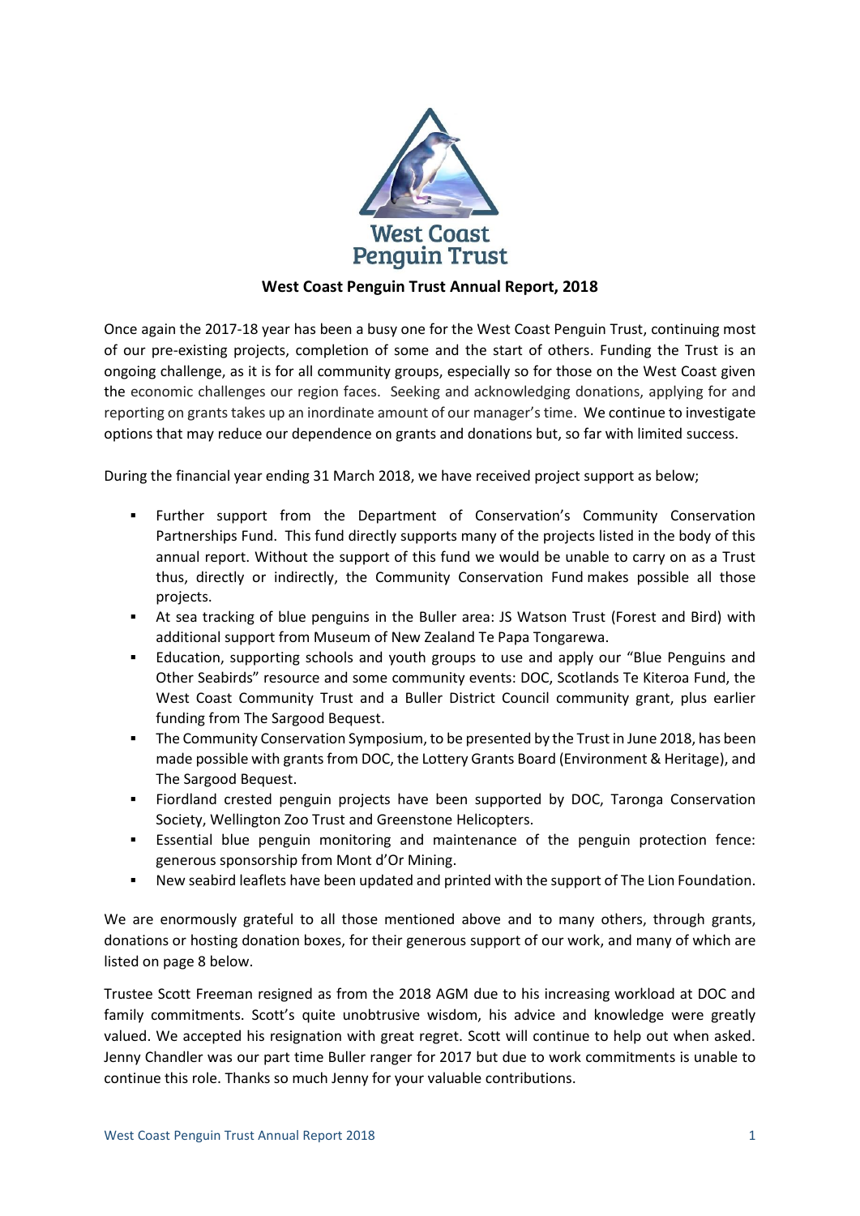West Coast Penguin Trust

## West Coast Penguin Trust Annual Report, 2018

Once again the 2017-18 year has been a busy one for the West Coast Penguin Trust, continuing most of our pre-existing projects, completion of some and the start of others. Funding the Trust is an ongoing challenge, as it is for all community groups, especially so for those on the West Coast given the economic challenges our region faces. Seeking and acknowledging donations, applying for and reporting on grants takes up an inordinate amount of our manager's time. We continue to investigate options that may reduce our dependence on grants and donations but, so far with limited success.

During the financial year ending 31 March 2018, we have received project support as below;

- Further support from the Department of Conservation's Community Conservation Partnerships Fund. This fund directly supports many of the projects listed in the body of this annual report. Without the support of this fund we would be unable to carry on as a Trust thus, directly or indirectly, the Community Conservation Fund makes possible all those projects.
- At sea tracking of blue penguins in the Buller area: JS Watson Trust (Forest and Bird) with additional support from Museum of New Zealand Te Papa Tongarewa.
- Education, supporting schools and youth groups to use and apply our "Blue Penguins and Other Seabirds" resource and some community events: DOC, Scotlands Te Kiteroa Fund, the West Coast Community Trust and a Buller District Council community grant, plus earlier funding from The Sargood Bequest.
- The Community Conservation Symposium, to be presented by the Trust in June 2018, has been made possible with grants from DOC, the Lottery Grants Board (Environment & Heritage), and The Sargood Bequest.
- Fiordland crested penguin projects have been supported by DOC, Taronga Conservation Society, Wellington Zoo Trust and Greenstone Helicopters.
- Essential blue penguin monitoring and maintenance of the penguin protection fence: generous sponsorship from Mont d'Or Mining.
- New seabird leaflets have been updated and printed with the support of The Lion Foundation.

We are enormously grateful to all those mentioned above and to many others, through grants, donations or hosting donation boxes, for their generous support of our work, and many of which are listed on page 8 below.

Trustee Scott Freeman resigned as from the 2018 AGM due to his increasing workload at DOC and family commitments. Scott's quite unobtrusive wisdom, his advice and knowledge were greatly valued. We accepted his resignation with great regret. Scott will continue to help out when asked. Jenny Chandler was our part time Buller ranger for 2017 but due to work commitments is unable to continue this role. Thanks so much Jenny for your valuable contributions.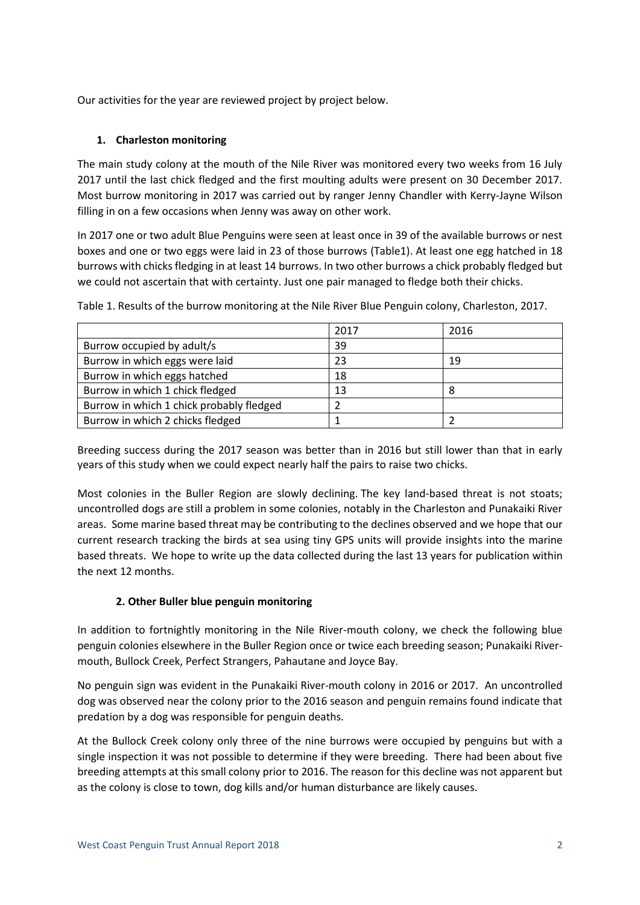Our activities for the year are reviewed project by project below.

## 1. Charleston monitoring

The main study colony at the mouth of the Nile River was monitored every two weeks from 16 July 2017 until the last chick fledged and the first moulting adults were present on 30 December 2017. Most burrow monitoring in 2017 was carried out by ranger Jenny Chandler with Kerry-Jayne Wilson filling in on a few occasions when Jenny was away on other work.

In 2017 one or two adult Blue Penguins were seen at least once in 39 of the available burrows or nest boxes and one or two eggs were laid in 23 of those burrows (Table1). At least one egg hatched in 18 burrows with chicks fledging in at least 14 burrows. In two other burrows a chick probably fledged but we could not ascertain that with certainty. Just one pair managed to fledge both their chicks.

Table 1. Results of the burrow monitoring at the Nile River Blue Penguin colony, Charleston, 2017.

| | 2017 | 2016 |
|---|---|---|
| Burrow occupied by adult/s | 39 | |
| Burrow in which eggs were laid | 23 | 19 |
| Burrow in which eggs hatched | 18 | |
| Burrow in which 1 chick fledged | 13 | 8 |
| Burrow in which 1 chick probably fledged | 2 | |
| Burrow in which 2 chicks fledged | 1 | 2 |

Breeding success during the 2017 season was better than in 2016 but still lower than that in early years of this study when we could expect nearly half the pairs to raise two chicks.

Most colonies in the Buller Region are slowly declining. The key land-based threat is not stoats; uncontrolled dogs are still a problem in some colonies, notably in the Charleston and Punakaiki River areas. Some marine based threat may be contributing to the declines observed and we hope that our current research tracking the birds at sea using tiny GPS units will provide insights into the marine based threats. We hope to write up the data collected during the last 13 years for publication within the next 12 months.

## 2. Other Buller blue penguin monitoring

In addition to fortnightly monitoring in the Nile River-mouth colony, we check the following blue penguin colonies elsewhere in the Buller Region once or twice each breeding season; Punakaiki River-mouth, Bullock Creek, Perfect Strangers, Pahautane and Joyce Bay.

No penguin sign was evident in the Punakaiki River-mouth colony in 2016 or 2017. An uncontrolled dog was observed near the colony prior to the 2016 season and penguin remains found indicate that predation by a dog was responsible for penguin deaths.

At the Bullock Creek colony only three of the nine burrows were occupied by penguins but with a single inspection it was not possible to determine if they were breeding. There had been about five breeding attempts at this small colony prior to 2016. The reason for this decline was not apparent but as the colony is close to town, dog kills and/or human disturbance are likely causes.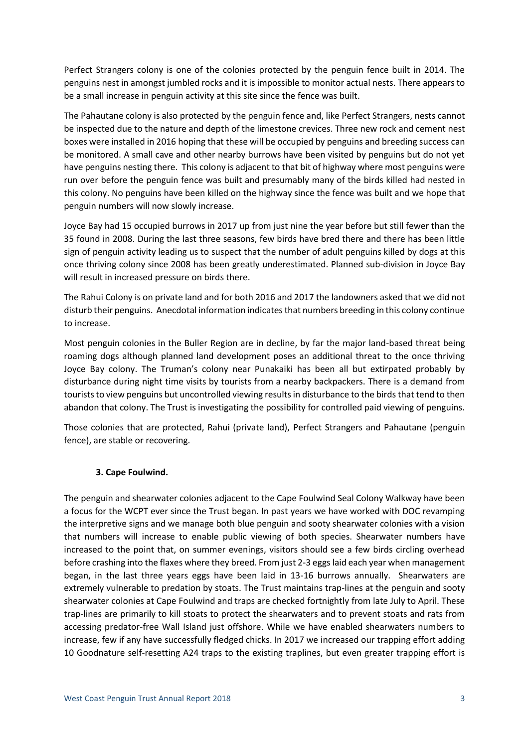Perfect Strangers colony is one of the colonies protected by the penguin fence built in 2014. The penguins nest in amongst jumbled rocks and it is impossible to monitor actual nests. There appears to be a small increase in penguin activity at this site since the fence was built.

The Pahautane colony is also protected by the penguin fence and, like Perfect Strangers, nests cannot be inspected due to the nature and depth of the limestone crevices. Three new rock and cement nest boxes were installed in 2016 hoping that these will be occupied by penguins and breeding success can be monitored. A small cave and other nearby burrows have been visited by penguins but do not yet have penguins nesting there. This colony is adjacent to that bit of highway where most penguins were run over before the penguin fence was built and presumably many of the birds killed had nested in this colony. No penguins have been killed on the highway since the fence was built and we hope that penguin numbers will now slowly increase.

Joyce Bay had 15 occupied burrows in 2017 up from just nine the year before but still fewer than the 35 found in 2008. During the last three seasons, few birds have bred there and there has been little sign of penguin activity leading us to suspect that the number of adult penguins killed by dogs at this once thriving colony since 2008 has been greatly underestimated. Planned sub-division in Joyce Bay will result in increased pressure on birds there.

The Rahui Colony is on private land and for both 2016 and 2017 the landowners asked that we did not disturb their penguins. Anecdotal information indicates that numbers breeding in this colony continue to increase.

Most penguin colonies in the Buller Region are in decline, by far the major land-based threat being roaming dogs although planned land development poses an additional threat to the once thriving Joyce Bay colony. The Truman's colony near Punakaiki has been all but extirpated probably by disturbance during night time visits by tourists from a nearby backpackers. There is a demand from tourists to view penguins but uncontrolled viewing results in disturbance to the birds that tend to then abandon that colony. The Trust is investigating the possibility for controlled paid viewing of penguins.

Those colonies that are protected, Rahui (private land), Perfect Strangers and Pahautane (penguin fence), are stable or recovering.

### 3. Cape Foulwind.

The penguin and shearwater colonies adjacent to the Cape Foulwind Seal Colony Walkway have been a focus for the WCPT ever since the Trust began. In past years we have worked with DOC revamping the interpretive signs and we manage both blue penguin and sooty shearwater colonies with a vision that numbers will increase to enable public viewing of both species. Shearwater numbers have increased to the point that, on summer evenings, visitors should see a few birds circling overhead before crashing into the flaxes where they breed. From just 2-3 eggs laid each year when management began, in the last three years eggs have been laid in 13-16 burrows annually. Shearwaters are extremely vulnerable to predation by stoats. The Trust maintains trap-lines at the penguin and sooty shearwater colonies at Cape Foulwind and traps are checked fortnightly from late July to April. These trap-lines are primarily to kill stoats to protect the shearwaters and to prevent stoats and rats from accessing predator-free Wall Island just offshore. While we have enabled shearwaters numbers to increase, few if any have successfully fledged chicks. In 2017 we increased our trapping effort adding 10 Goodnature self-resetting A24 traps to the existing traplines, but even greater trapping effort is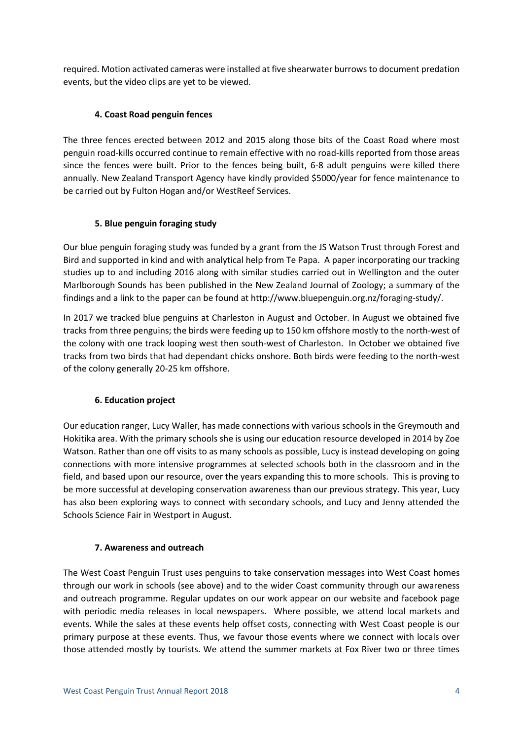required. Motion activated cameras were installed at five shearwater burrows to document predation events, but the video clips are yet to be viewed.

### 4. Coast Road penguin fences

The three fences erected between 2012 and 2015 along those bits of the Coast Road where most penguin road-kills occurred continue to remain effective with no road-kills reported from those areas since the fences were built. Prior to the fences being built, 6-8 adult penguins were killed there annually. New Zealand Transport Agency have kindly provided $5000/year for fence maintenance to be carried out by Fulton Hogan and/or WestReef Services.

### 5. Blue penguin foraging study

Our blue penguin foraging study was funded by a grant from the JS Watson Trust through Forest and Bird and supported in kind and with analytical help from Te Papa. A paper incorporating our tracking studies up to and including 2016 along with similar studies carried out in Wellington and the outer Marlborough Sounds has been published in the New Zealand Journal of Zoology; a summary of the findings and a link to the paper can be found at http://www.bluepenguin.org.nz/foraging-study/.

In 2017 we tracked blue penguins at Charleston in August and October. In August we obtained five tracks from three penguins; the birds were feeding up to 150 km offshore mostly to the north-west of the colony with one track looping west then south-west of Charleston. In October we obtained five tracks from two birds that had dependant chicks onshore. Both birds were feeding to the north-west of the colony generally 20-25 km offshore.

### 6. Education project

Our education ranger, Lucy Waller, has made connections with various schools in the Greymouth and Hokitika area. With the primary schools she is using our education resource developed in 2014 by Zoe Watson. Rather than one off visits to as many schools as possible, Lucy is instead developing on going connections with more intensive programmes at selected schools both in the classroom and in the field, and based upon our resource, over the years expanding this to more schools. This is proving to be more successful at developing conservation awareness than our previous strategy. This year, Lucy has also been exploring ways to connect with secondary schools, and Lucy and Jenny attended the Schools Science Fair in Westport in August.

### 7. Awareness and outreach

The West Coast Penguin Trust uses penguins to take conservation messages into West Coast homes through our work in schools (see above) and to the wider Coast community through our awareness and outreach programme. Regular updates on our work appear on our website and facebook page with periodic media releases in local newspapers. Where possible, we attend local markets and events. While the sales at these events help offset costs, connecting with West Coast people is our primary purpose at these events. Thus, we favour those events where we connect with locals over those attended mostly by tourists. We attend the summer markets at Fox River two or three times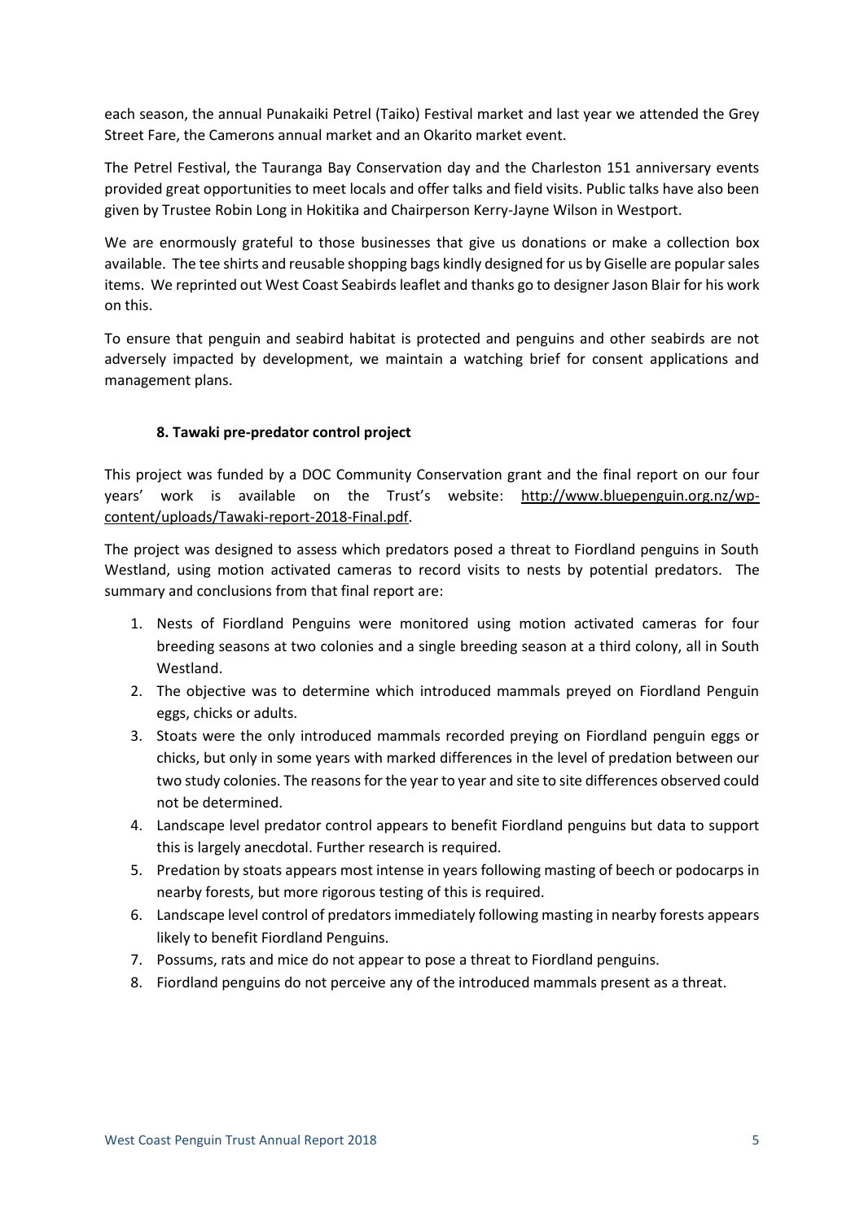each season, the annual Punakaiki Petrel (Taiko) Festival market and last year we attended the Grey Street Fare, the Camerons annual market and an Okarito market event.

The Petrel Festival, the Tauranga Bay Conservation day and the Charleston 151 anniversary events provided great opportunities to meet locals and offer talks and field visits. Public talks have also been given by Trustee Robin Long in Hokitika and Chairperson Kerry-Jayne Wilson in Westport.

We are enormously grateful to those businesses that give us donations or make a collection box available. The tee shirts and reusable shopping bags kindly designed for us by Giselle are popular sales items. We reprinted out West Coast Seabirds leaflet and thanks go to designer Jason Blair for his work on this.

To ensure that penguin and seabird habitat is protected and penguins and other seabirds are not adversely impacted by development, we maintain a watching brief for consent applications and management plans.

### 8. Tawaki pre-predator control project

This project was funded by a DOC Community Conservation grant and the final report on our four years' work is available on the Trust's website: http://www.bluepenguin.org.nz/wp-content/uploads/Tawaki-report-2018-Final.pdf.

The project was designed to assess which predators posed a threat to Fiordland penguins in South Westland, using motion activated cameras to record visits to nests by potential predators. The summary and conclusions from that final report are:

1. Nests of Fiordland Penguins were monitored using motion activated cameras for four breeding seasons at two colonies and a single breeding season at a third colony, all in South Westland.
2. The objective was to determine which introduced mammals preyed on Fiordland Penguin eggs, chicks or adults.
3. Stoats were the only introduced mammals recorded preying on Fiordland penguin eggs or chicks, but only in some years with marked differences in the level of predation between our two study colonies. The reasons for the year to year and site to site differences observed could not be determined.
4. Landscape level predator control appears to benefit Fiordland penguins but data to support this is largely anecdotal. Further research is required.
5. Predation by stoats appears most intense in years following masting of beech or podocarps in nearby forests, but more rigorous testing of this is required.
6. Landscape level control of predators immediately following masting in nearby forests appears likely to benefit Fiordland Penguins.
7. Possums, rats and mice do not appear to pose a threat to Fiordland penguins.
8. Fiordland penguins do not perceive any of the introduced mammals present as a threat.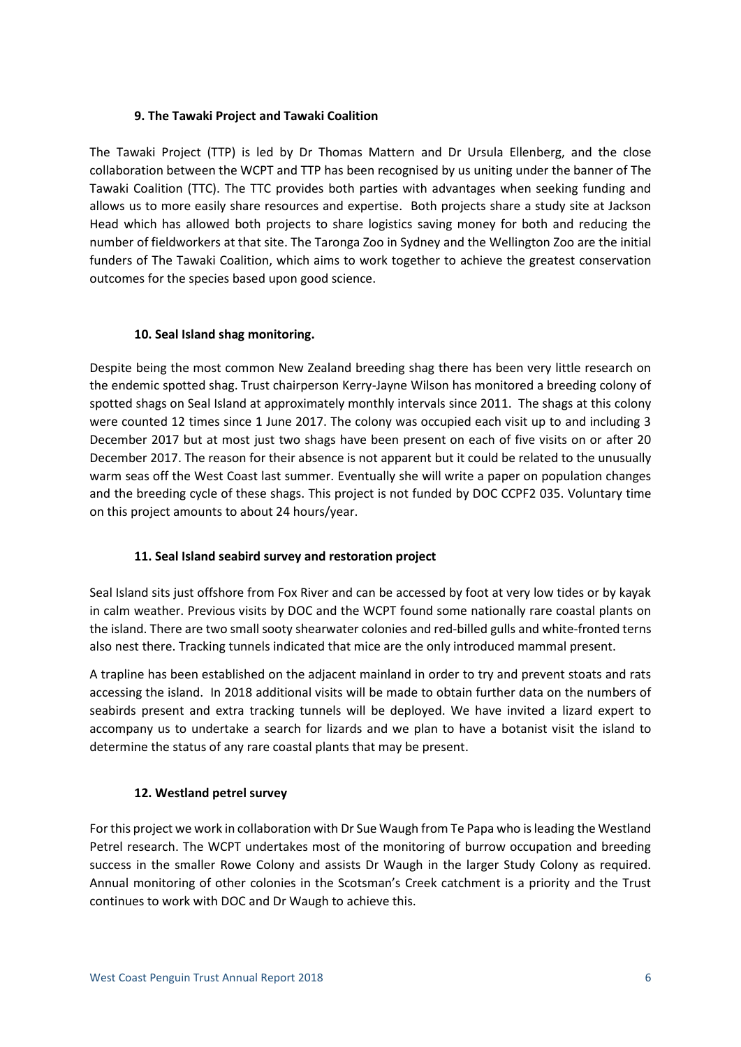### 9. The Tawaki Project and Tawaki Coalition

The Tawaki Project (TTP) is led by Dr Thomas Mattern and Dr Ursula Ellenberg, and the close collaboration between the WCPT and TTP has been recognised by us uniting under the banner of The Tawaki Coalition (TTC). The TTC provides both parties with advantages when seeking funding and allows us to more easily share resources and expertise. Both projects share a study site at Jackson Head which has allowed both projects to share logistics saving money for both and reducing the number of fieldworkers at that site. The Taronga Zoo in Sydney and the Wellington Zoo are the initial funders of The Tawaki Coalition, which aims to work together to achieve the greatest conservation outcomes for the species based upon good science.

### 10. Seal Island shag monitoring.

Despite being the most common New Zealand breeding shag there has been very little research on the endemic spotted shag. Trust chairperson Kerry-Jayne Wilson has monitored a breeding colony of spotted shags on Seal Island at approximately monthly intervals since 2011. The shags at this colony were counted 12 times since 1 June 2017. The colony was occupied each visit up to and including 3 December 2017 but at most just two shags have been present on each of five visits on or after 20 December 2017. The reason for their absence is not apparent but it could be related to the unusually warm seas off the West Coast last summer. Eventually she will write a paper on population changes and the breeding cycle of these shags. This project is not funded by DOC CCPF2 035. Voluntary time on this project amounts to about 24 hours/year.

### 11. Seal Island seabird survey and restoration project

Seal Island sits just offshore from Fox River and can be accessed by foot at very low tides or by kayak in calm weather. Previous visits by DOC and the WCPT found some nationally rare coastal plants on the island. There are two small sooty shearwater colonies and red-billed gulls and white-fronted terns also nest there. Tracking tunnels indicated that mice are the only introduced mammal present.

A trapline has been established on the adjacent mainland in order to try and prevent stoats and rats accessing the island. In 2018 additional visits will be made to obtain further data on the numbers of seabirds present and extra tracking tunnels will be deployed. We have invited a lizard expert to accompany us to undertake a search for lizards and we plan to have a botanist visit the island to determine the status of any rare coastal plants that may be present.

### 12. Westland petrel survey

For this project we work in collaboration with Dr Sue Waugh from Te Papa who is leading the Westland Petrel research. The WCPT undertakes most of the monitoring of burrow occupation and breeding success in the smaller Rowe Colony and assists Dr Waugh in the larger Study Colony as required. Annual monitoring of other colonies in the Scotsman's Creek catchment is a priority and the Trust continues to work with DOC and Dr Waugh to achieve this.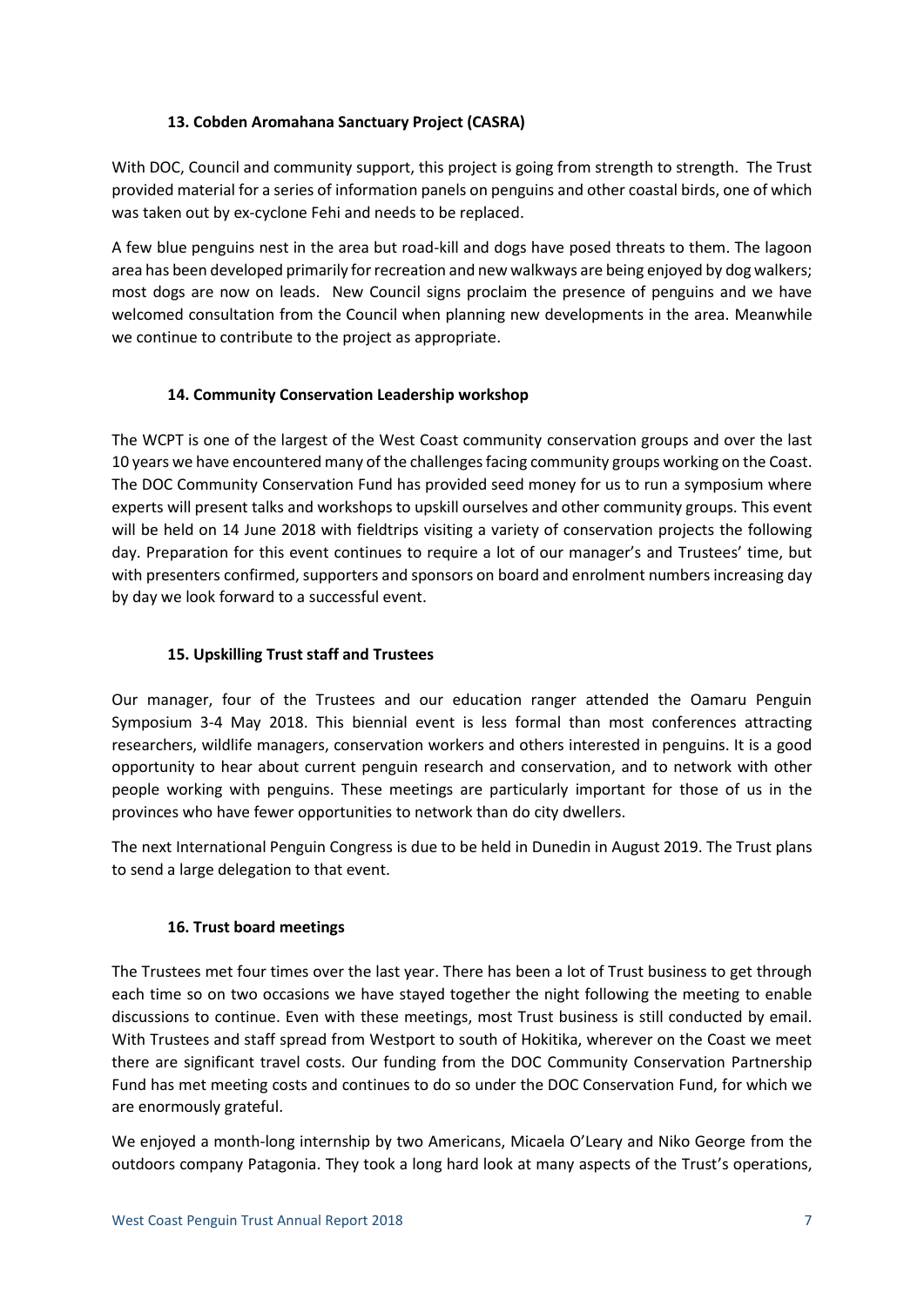### 13. Cobden Aromahana Sanctuary Project (CASRA)

With DOC, Council and community support, this project is going from strength to strength. The Trust provided material for a series of information panels on penguins and other coastal birds, one of which was taken out by ex-cyclone Fehi and needs to be replaced.

A few blue penguins nest in the area but road-kill and dogs have posed threats to them. The lagoon area has been developed primarily for recreation and new walkways are being enjoyed by dog walkers; most dogs are now on leads. New Council signs proclaim the presence of penguins and we have welcomed consultation from the Council when planning new developments in the area. Meanwhile we continue to contribute to the project as appropriate.

### 14. Community Conservation Leadership workshop

The WCPT is one of the largest of the West Coast community conservation groups and over the last 10 years we have encountered many of the challenges facing community groups working on the Coast. The DOC Community Conservation Fund has provided seed money for us to run a symposium where experts will present talks and workshops to upskill ourselves and other community groups. This event will be held on 14 June 2018 with fieldtrips visiting a variety of conservation projects the following day. Preparation for this event continues to require a lot of our manager's and Trustees' time, but with presenters confirmed, supporters and sponsors on board and enrolment numbers increasing day by day we look forward to a successful event.

### 15. Upskilling Trust staff and Trustees

Our manager, four of the Trustees and our education ranger attended the Oamaru Penguin Symposium 3-4 May 2018. This biennial event is less formal than most conferences attracting researchers, wildlife managers, conservation workers and others interested in penguins. It is a good opportunity to hear about current penguin research and conservation, and to network with other people working with penguins. These meetings are particularly important for those of us in the provinces who have fewer opportunities to network than do city dwellers.

The next International Penguin Congress is due to be held in Dunedin in August 2019. The Trust plans to send a large delegation to that event.

### 16. Trust board meetings

The Trustees met four times over the last year. There has been a lot of Trust business to get through each time so on two occasions we have stayed together the night following the meeting to enable discussions to continue. Even with these meetings, most Trust business is still conducted by email. With Trustees and staff spread from Westport to south of Hokitika, wherever on the Coast we meet there are significant travel costs. Our funding from the DOC Community Conservation Partnership Fund has met meeting costs and continues to do so under the DOC Conservation Fund, for which we are enormously grateful.

We enjoyed a month-long internship by two Americans, Micaela O'Leary and Niko George from the outdoors company Patagonia. They took a long hard look at many aspects of the Trust's operations,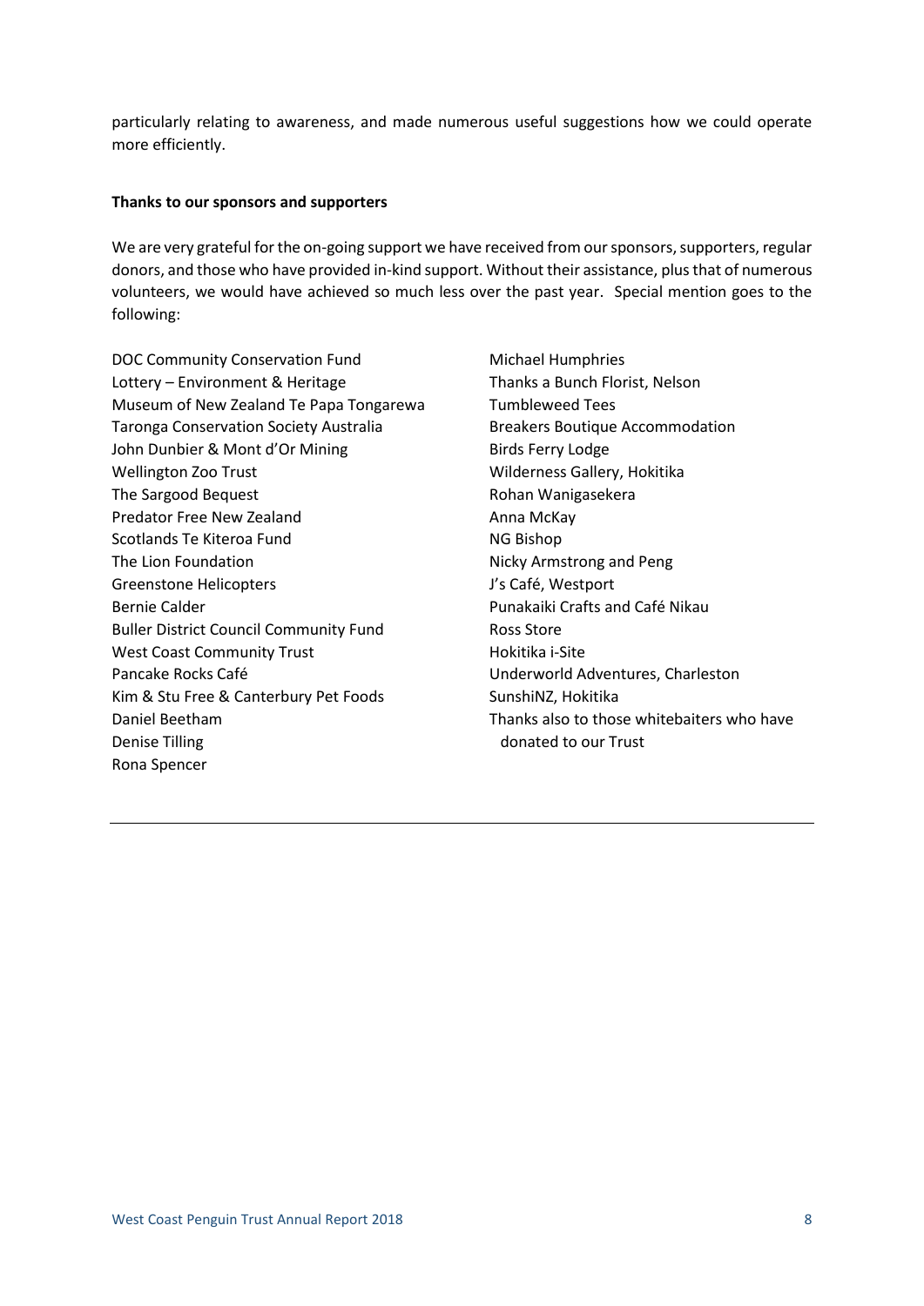particularly relating to awareness, and made numerous useful suggestions how we could operate more efficiently.

**Thanks to our sponsors and supporters**

We are very grateful for the on-going support we have received from our sponsors, supporters, regular donors, and those who have provided in-kind support. Without their assistance, plus that of numerous volunteers, we would have achieved so much less over the past year. Special mention goes to the following:

DOC Community Conservation Fund
Lottery – Environment & Heritage
Museum of New Zealand Te Papa Tongarewa
Taronga Conservation Society Australia
John Dunbier & Mont d'Or Mining
Wellington Zoo Trust
The Sargood Bequest
Predator Free New Zealand
Scotlands Te Kiteroa Fund
The Lion Foundation
Greenstone Helicopters
Bernie Calder
Buller District Council Community Fund
West Coast Community Trust
Pancake Rocks Café
Kim & Stu Free & Canterbury Pet Foods
Daniel Beetham
Denise Tilling
Rona Spencer
Michael Humphries
Thanks a Bunch Florist, Nelson
Tumbleweed Tees
Breakers Boutique Accommodation
Birds Ferry Lodge
Wilderness Gallery, Hokitika
Rohan Wanigasekera
Anna McKay
NG Bishop
Nicky Armstrong and Peng
J's Café, Westport
Punakaiki Crafts and Café Nikau
Ross Store
Hokitika i-Site
Underworld Adventures, Charleston
SunshiNZ, Hokitika
Thanks also to those whitebaiters who have donated to our Trust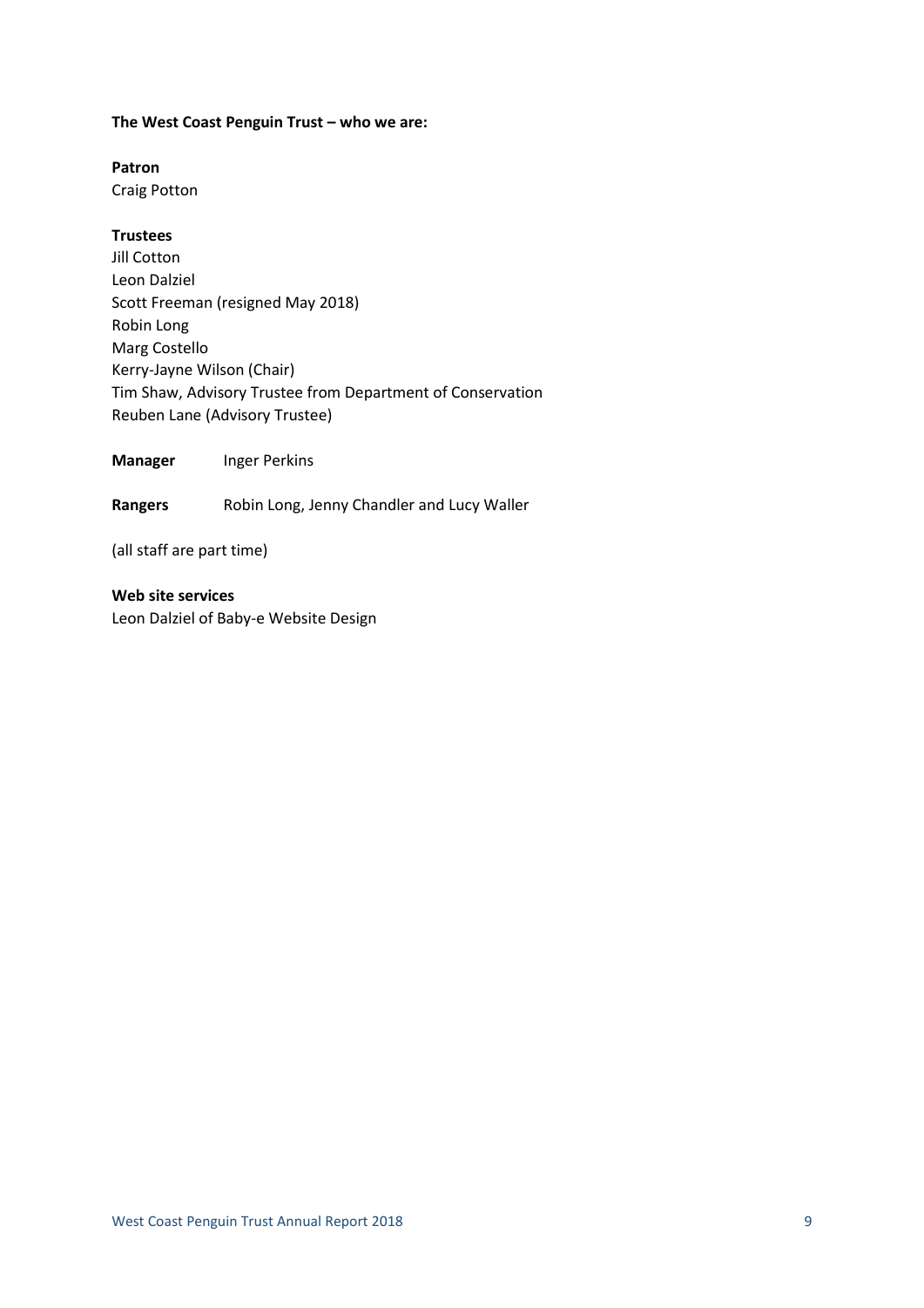**The West Coast Penguin Trust – who we are:**

**Patron**
Craig Potton

**Trustees**
Jill Cotton
Leon Dalziel
Scott Freeman (resigned May 2018)
Robin Long
Marg Costello
Kerry-Jayne Wilson (Chair)
Tim Shaw, Advisory Trustee from Department of Conservation
Reuben Lane (Advisory Trustee)

**Manager** Inger Perkins

**Rangers** Robin Long, Jenny Chandler and Lucy Waller

(all staff are part time)

**Web site services**
Leon Dalziel of Baby-e Website Design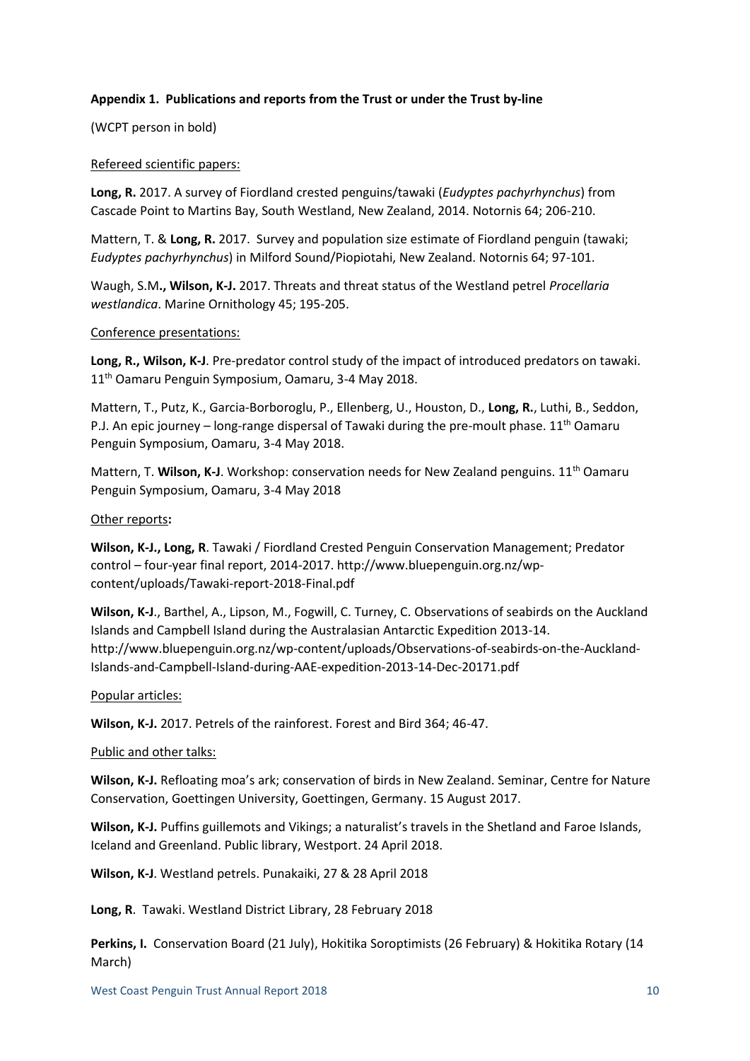**Appendix 1. Publications and reports from the Trust or under the Trust by-line**

(WCPT person in bold)

Refereed scientific papers:

**Long, R.** 2017. A survey of Fiordland crested penguins/tawaki (*Eudyptes pachyrhynchus*) from Cascade Point to Martins Bay, South Westland, New Zealand, 2014. Notornis 64; 206-210.

Mattern, T. & **Long, R.** 2017. Survey and population size estimate of Fiordland penguin (tawaki; *Eudyptes pachyrhynchus*) in Milford Sound/Piopiotahi, New Zealand. Notornis 64; 97-101.

Waugh, S.M**., Wilson, K-J.** 2017. Threats and threat status of the Westland petrel *Procellaria westlandica*. Marine Ornithology 45; 195-205.

Conference presentations:

**Long, R., Wilson, K-J**. Pre-predator control study of the impact of introduced predators on tawaki. 11th Oamaru Penguin Symposium, Oamaru, 3-4 May 2018.

Mattern, T., Putz, K., Garcia-Borboroglu, P., Ellenberg, U., Houston, D., **Long, R.**, Luthi, B., Seddon, P.J. An epic journey – long-range dispersal of Tawaki during the pre-moult phase. 11th Oamaru Penguin Symposium, Oamaru, 3-4 May 2018.

Mattern, T. **Wilson, K-J**. Workshop: conservation needs for New Zealand penguins. 11th Oamaru Penguin Symposium, Oamaru, 3-4 May 2018

Other reports**:**

**Wilson, K-J., Long, R**. Tawaki / Fiordland Crested Penguin Conservation Management; Predator control – four-year final report, 2014-2017. http://www.bluepenguin.org.nz/wp-content/uploads/Tawaki-report-2018-Final.pdf

**Wilson, K-J**., Barthel, A., Lipson, M., Fogwill, C. Turney, C. Observations of seabirds on the Auckland Islands and Campbell Island during the Australasian Antarctic Expedition 2013-14. http://www.bluepenguin.org.nz/wp-content/uploads/Observations-of-seabirds-on-the-Auckland-Islands-and-Campbell-Island-during-AAE-expedition-2013-14-Dec-20171.pdf

Popular articles:

**Wilson, K-J.** 2017. Petrels of the rainforest. Forest and Bird 364; 46-47.

Public and other talks:

**Wilson, K-J.** Refloating moa's ark; conservation of birds in New Zealand. Seminar, Centre for Nature Conservation, Goettingen University, Goettingen, Germany. 15 August 2017.

**Wilson, K-J.** Puffins guillemots and Vikings; a naturalist's travels in the Shetland and Faroe Islands, Iceland and Greenland. Public library, Westport. 24 April 2018.

**Wilson, K-J**. Westland petrels. Punakaiki, 27 & 28 April 2018

**Long, R**. Tawaki. Westland District Library, 28 February 2018

**Perkins, I.** Conservation Board (21 July), Hokitika Soroptimists (26 February) & Hokitika Rotary (14 March)